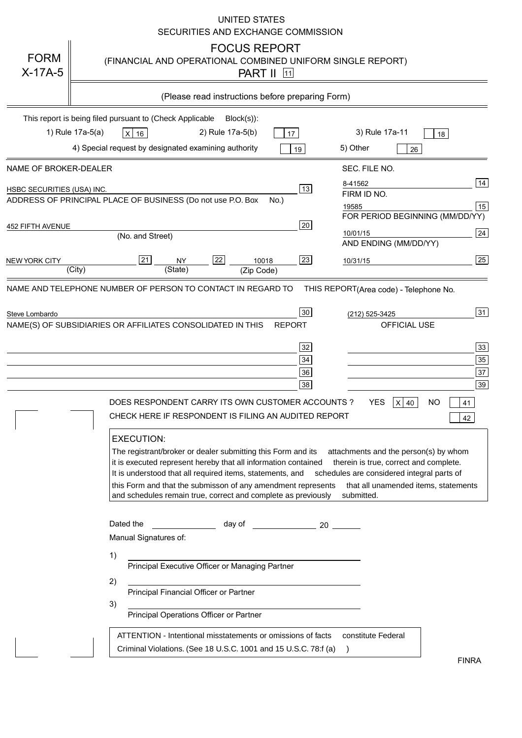UNITED STATES
SECURITIES AND EXCHANGE COMMISSION

# FORM X-17A-5

## FOCUS REPORT
(FINANCIAL AND OPERATIONAL COMBINED UNIFORM SINGLE REPORT)
PART II [11]

(Please read instructions before preparing Form)

This report is being filed pursuant to (Check Applicable Block(s)):

1) Rule 17a-5(a) [X] 16    2) Rule 17a-5(b) [ ] 17    3) Rule 17a-11 [ ] 18

4) Special request by designated examining authority [ ] 19    5) Other [ ] 26

| NAME OF BROKER-DEALER | | SEC. FILE NO. | |
|---|---|---|---|
| HSBC SECURITIES (USA) INC. | 13 | 8-41562 | 14 |
| ADDRESS OF PRINCIPAL PLACE OF BUSINESS (Do not use P.O. Box No.) | | FIRM ID NO. | |
| | | 19585 | 15 |
| 452 FIFTH AVENUE (No. and Street) | 20 | FOR PERIOD BEGINNING (MM/DD/YY) | |
| | | 10/01/15 | 24 |
| NEW YORK CITY (City) [21] NY (State) [22] 10018 (Zip Code) | 23 | AND ENDING (MM/DD/YY) | |
| | | 10/31/15 | 25 |

NAME AND TELEPHONE NUMBER OF PERSON TO CONTACT IN REGARD TO THIS REPORT (Area code) - Telephone No.

| | | | |
|---|---|---|---|
| Steve Lombardo | 30 | (212) 525-3425 | 31 |

NAME(S) OF SUBSIDIARIES OR AFFILIATES CONSOLIDATED IN THIS REPORT — OFFICIAL USE

| | | | |
|---|---|---|---|
| | 32 | | 33 |
| | 34 | | 35 |
| | 36 | | 37 |
| | 38 | | 39 |

DOES RESPONDENT CARRY ITS OWN CUSTOMER ACCOUNTS ? YES [X] 40 NO [ ] 41

CHECK HERE IF RESPONDENT IS FILING AN AUDITED REPORT [ ] 42

**EXECUTION:**

The registrant/broker or dealer submitting this Form and its attachments and the person(s) by whom it is executed represent hereby that all information contained therein is true, correct and complete. It is understood that all required items, statements, and schedules are considered integral parts of this Form and that the submisson of any amendment represents that all unamended items, statements and schedules remain true, correct and complete as previously submitted.

Dated the ______________ day of ______________ 20 ______

Manual Signatures of:

1) ______________________________
Principal Executive Officer or Managing Partner

2) ______________________________
Principal Financial Officer or Partner

3) ______________________________
Principal Operations Officer or Partner

ATTENTION - Intentional misstatements or omissions of facts constitute Federal Criminal Violations. (See 18 U.S.C. 1001 and 15 U.S.C. 78:f (a) )

FINRA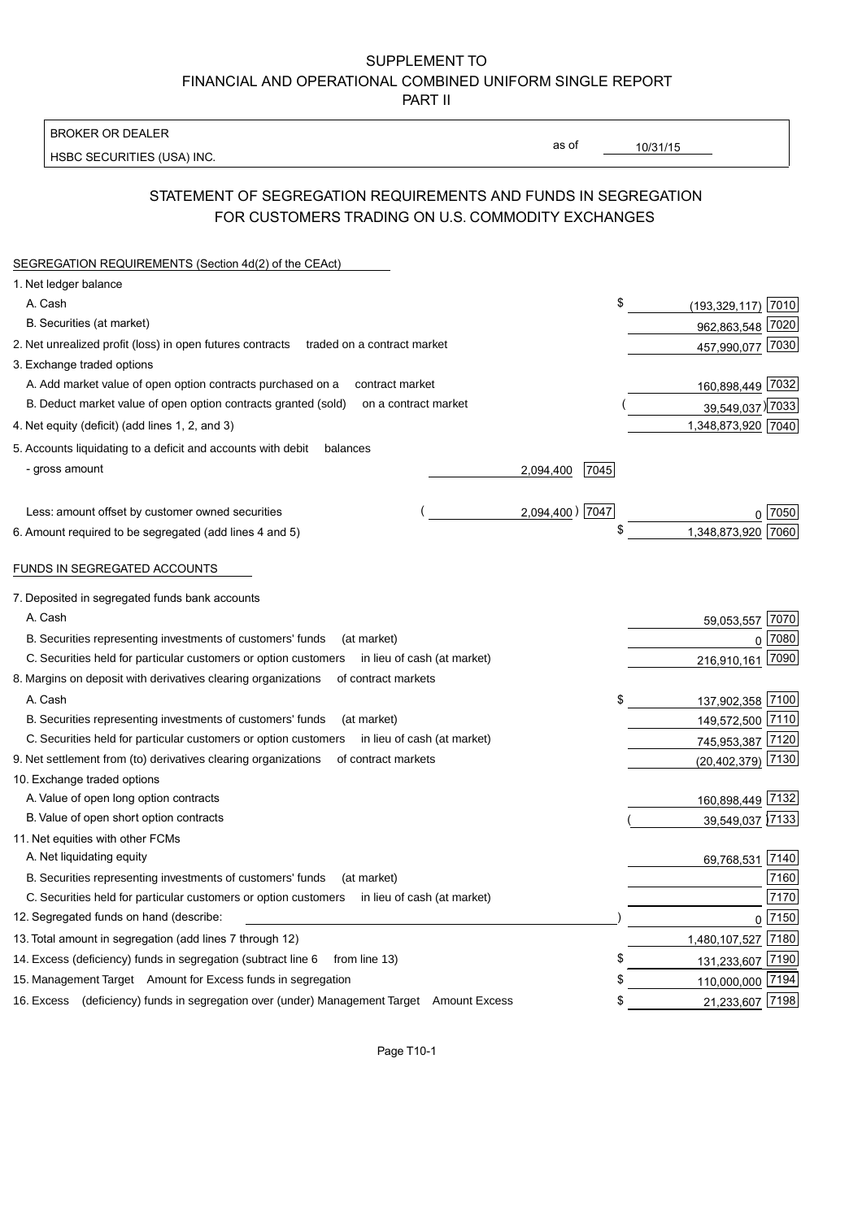# SUPPLEMENT TO
# FINANCIAL AND OPERATIONAL COMBINED UNIFORM SINGLE REPORT
# PART II

BROKER OR DEALER

HSBC SECURITIES (USA) INC.

as of 10/31/15

## STATEMENT OF SEGREGATION REQUIREMENTS AND FUNDS IN SEGREGATION FOR CUSTOMERS TRADING ON U.S. COMMODITY EXCHANGES

SEGREGATION REQUIREMENTS (Section 4d(2) of the CEAct)

| Item | | | Amount | Code |
|---|---|---|---|---|
| 1. Net ledger balance | | | | |
| A. Cash | | | $ (193,329,117) | 7010 |
| B. Securities (at market) | | | 962,863,548 | 7020 |
| 2. Net unrealized profit (loss) in open futures contracts traded on a contract market | | | 457,990,077 | 7030 |
| 3. Exchange traded options | | | | |
| A. Add market value of open option contracts purchased on a contract market | | | 160,898,449 | 7032 |
| B. Deduct market value of open option contracts granted (sold) on a contract market | | | ( 39,549,037) | 7033 |
| 4. Net equity (deficit) (add lines 1, 2, and 3) | | | 1,348,873,920 | 7040 |
| 5. Accounts liquidating to a deficit and accounts with debit balances | | | | |
| - gross amount | 2,094,400 | 7045 | | |
| Less: amount offset by customer owned securities | ( 2,094,400) | 7047 | 0 | 7050 |
| 6. Amount required to be segregated (add lines 4 and 5) | | | $ 1,348,873,920 | 7060 |

FUNDS IN SEGREGATED ACCOUNTS

| Item | Amount | Code |
|---|---|---|
| 7. Deposited in segregated funds bank accounts | | |
| A. Cash | 59,053,557 | 7070 |
| B. Securities representing investments of customers' funds (at market) | 0 | 7080 |
| C. Securities held for particular customers or option customers in lieu of cash (at market) | 216,910,161 | 7090 |
| 8. Margins on deposit with derivatives clearing organizations of contract markets | | |
| A. Cash | $ 137,902,358 | 7100 |
| B. Securities representing investments of customers' funds (at market) | 149,572,500 | 7110 |
| C. Securities held for particular customers or option customers in lieu of cash (at market) | 745,953,387 | 7120 |
| 9. Net settlement from (to) derivatives clearing organizations of contract markets | (20,402,379) | 7130 |
| 10. Exchange traded options | | |
| A. Value of open long option contracts | 160,898,449 | 7132 |
| B. Value of open short option contracts | ( 39,549,037) | 7133 |
| 11. Net equities with other FCMs | | |
| A. Net liquidating equity | 69,768,531 | 7140 |
| B. Securities representing investments of customers' funds (at market) | | 7160 |
| C. Securities held for particular customers or option customers in lieu of cash (at market) | | 7170 |
| 12. Segregated funds on hand (describe: ) | 0 | 7150 |
| 13. Total amount in segregation (add lines 7 through 12) | 1,480,107,527 | 7180 |
| 14. Excess (deficiency) funds in segregation (subtract line 6 from line 13) | $ 131,233,607 | 7190 |
| 15. Management Target Amount for Excess funds in segregation | $ 110,000,000 | 7194 |
| 16. Excess (deficiency) funds in segregation over (under) Management Target Amount Excess | $ 21,233,607 | 7198 |

Page T10-1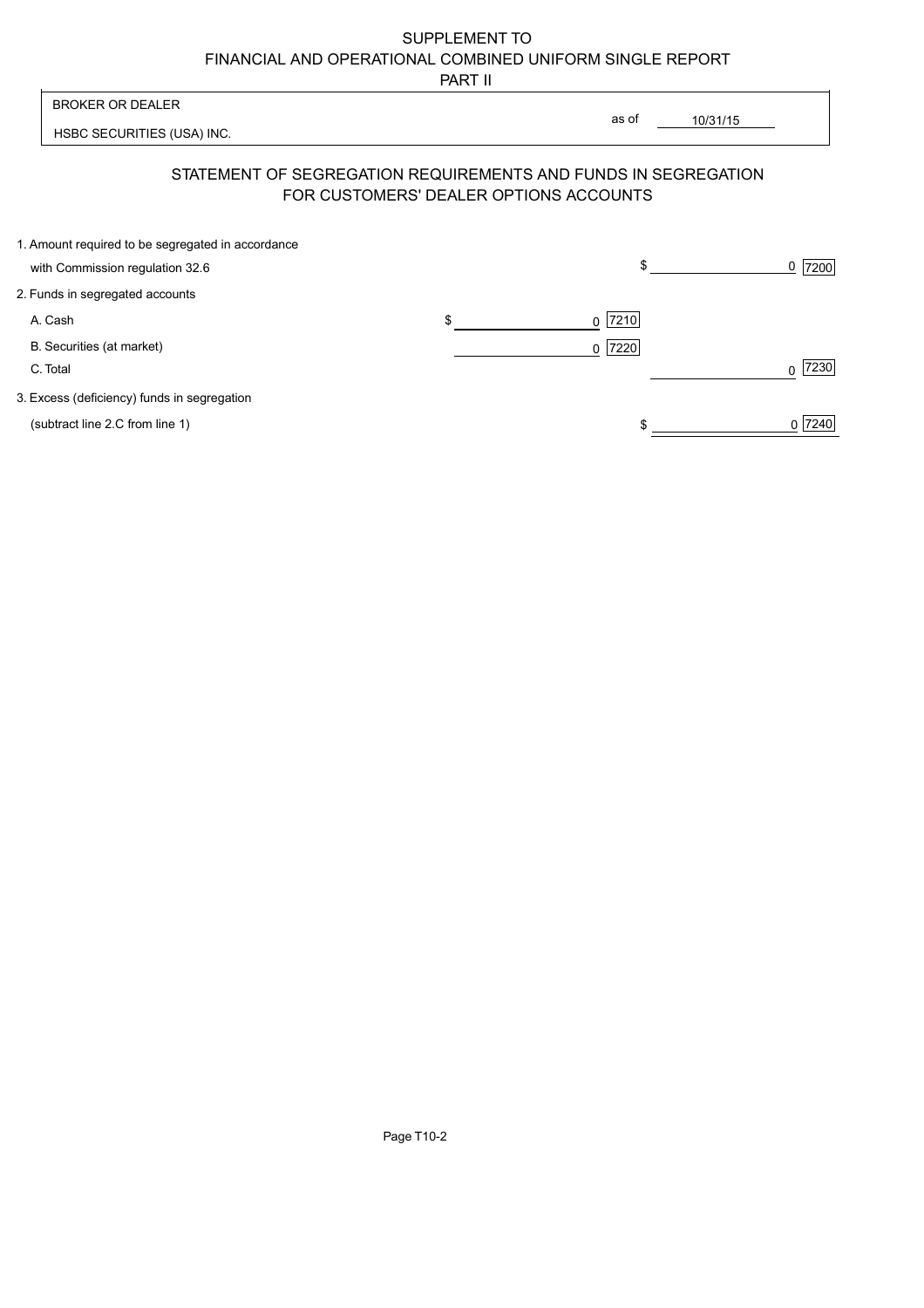SUPPLEMENT TO
FINANCIAL AND OPERATIONAL COMBINED UNIFORM SINGLE REPORT
PART II

BROKER OR DEALER

HSBC SECURITIES (USA) INC.

as of 10/31/15

## STATEMENT OF SEGREGATION REQUIREMENTS AND FUNDS IN SEGREGATION FOR CUSTOMERS' DEALER OPTIONS ACCOUNTS

| | | | | |
|---|---|---|---|---|
| 1. Amount required to be segregated in accordance with Commission regulation 32.6 | | | $ 0 | 7200 |
| 2. Funds in segregated accounts | | | | |
| A. Cash | $ 0 | 7210 | | |
| B. Securities (at market) | 0 | 7220 | | |
| C. Total | | | 0 | 7230 |
| 3. Excess (deficiency) funds in segregation (subtract line 2.C from line 1) | | | $ 0 | 7240 |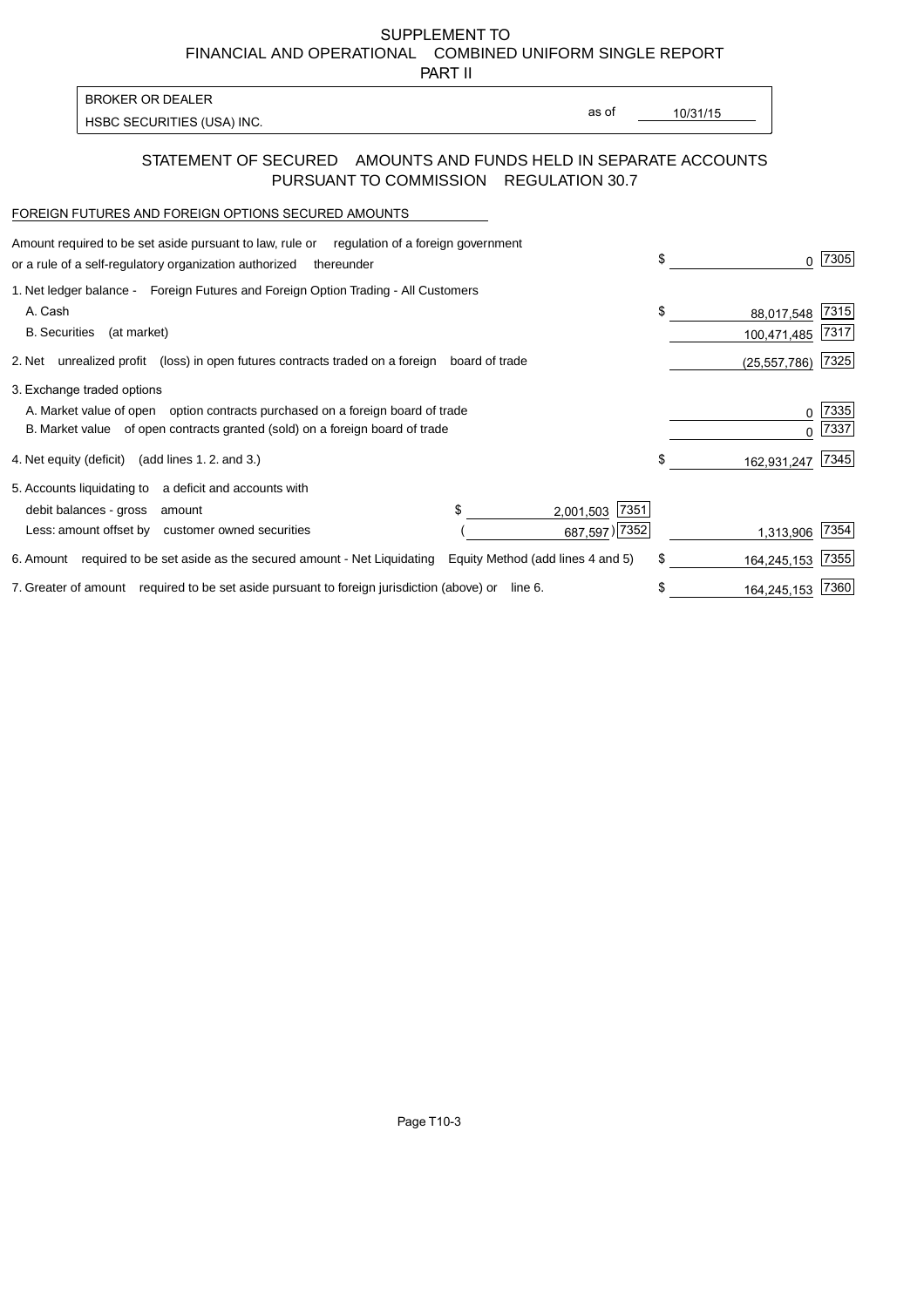SUPPLEMENT TO
FINANCIAL AND OPERATIONAL COMBINED UNIFORM SINGLE REPORT
PART II

| BROKER OR DEALER | | |
|---|---|---|
| HSBC SECURITIES (USA) INC. | as of | 10/31/15 |

## STATEMENT OF SECURED AMOUNTS AND FUNDS HELD IN SEPARATE ACCOUNTS PURSUANT TO COMMISSION REGULATION 30.7

FOREIGN FUTURES AND FOREIGN OPTIONS SECURED AMOUNTS

| | | | | |
|---|---|---|---|---|
| Amount required to be set aside pursuant to law, rule or regulation of a foreign government or a rule of a self-regulatory organization authorized thereunder | | | $ 0 | 7305 |
| 1. Net ledger balance - Foreign Futures and Foreign Option Trading - All Customers | | | | |
| A. Cash | | | $ 88,017,548 | 7315 |
| B. Securities (at market) | | | 100,471,485 | 7317 |
| 2. Net unrealized profit (loss) in open futures contracts traded on a foreign board of trade | | | (25,557,786) | 7325 |
| 3. Exchange traded options | | | | |
| A. Market value of open option contracts purchased on a foreign board of trade | | | 0 | 7335 |
| B. Market value of open contracts granted (sold) on a foreign board of trade | | | 0 | 7337 |
| 4. Net equity (deficit) (add lines 1. 2. and 3.) | | | $ 162,931,247 | 7345 |
| 5. Accounts liquidating to a deficit and accounts with | | | | |
| debit balances - gross amount | $ 2,001,503 | 7351 | | |
| Less: amount offset by customer owned securities | ( 687,597) | 7352 | 1,313,906 | 7354 |
| 6. Amount required to be set aside as the secured amount - Net Liquidating Equity Method (add lines 4 and 5) | | | $ 164,245,153 | 7355 |
| 7. Greater of amount required to be set aside pursuant to foreign jurisdiction (above) or line 6. | | | $ 164,245,153 | 7360 |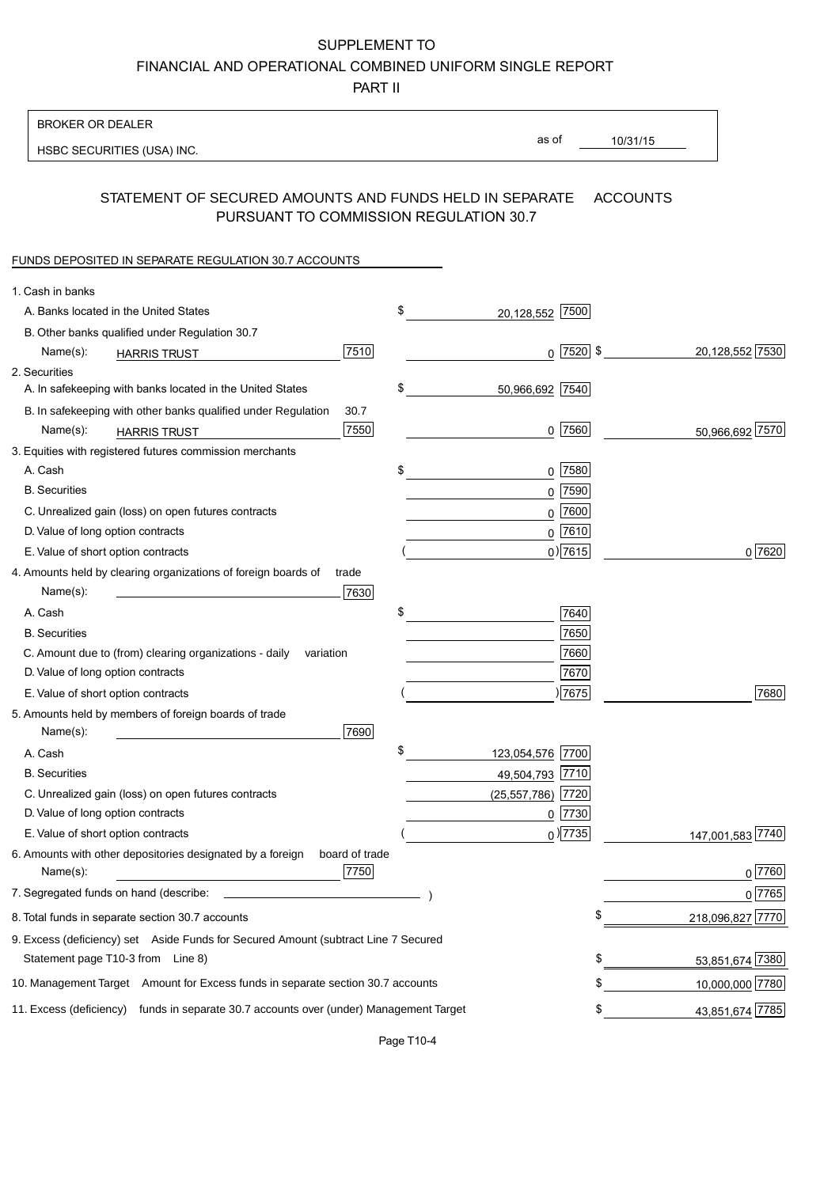SUPPLEMENT TO
FINANCIAL AND OPERATIONAL COMBINED UNIFORM SINGLE REPORT
PART II

BROKER OR DEALER
HSBC SECURITIES (USA) INC.

as of 10/31/15

## STATEMENT OF SECURED AMOUNTS AND FUNDS HELD IN SEPARATE ACCOUNTS PURSUANT TO COMMISSION REGULATION 30.7

FUNDS DEPOSITED IN SEPARATE REGULATION 30.7 ACCOUNTS

| Item | | | | |
|---|---|---|---|---|
| 1. Cash in banks | | | | |
| A. Banks located in the United States | | $ 20,128,552 | 7500 | |
| B. Other banks qualified under Regulation 30.7 Name(s): HARRIS TRUST | 7510 | 0 | 7520 | $ 20,128,552 7530 |
| 2. Securities | | | | |
| A. In safekeeping with banks located in the United States | | $ 50,966,692 | 7540 | |
| B. In safekeeping with other banks qualified under Regulation 30.7 Name(s): HARRIS TRUST | 7550 | 0 | 7560 | 50,966,692 7570 |
| 3. Equities with registered futures commission merchants | | | | |
| A. Cash | | $ 0 | 7580 | |
| B. Securities | | 0 | 7590 | |
| C. Unrealized gain (loss) on open futures contracts | | 0 | 7600 | |
| D. Value of long option contracts | | 0 | 7610 | |
| E. Value of short option contracts | | ( 0) | 7615 | 0 7620 |
| 4. Amounts held by clearing organizations of foreign boards of trade Name(s): | 7630 | | | |
| A. Cash | | $ | 7640 | |
| B. Securities | | | 7650 | |
| C. Amount due to (from) clearing organizations - daily variation | | | 7660 | |
| D. Value of long option contracts | | | 7670 | |
| E. Value of short option contracts | | ( ) | 7675 | 7680 |
| 5. Amounts held by members of foreign boards of trade Name(s): | 7690 | | | |
| A. Cash | | $ 123,054,576 | 7700 | |
| B. Securities | | 49,504,793 | 7710 | |
| C. Unrealized gain (loss) on open futures contracts | | (25,557,786) | 7720 | |
| D. Value of long option contracts | | 0 | 7730 | |
| E. Value of short option contracts | | ( 0) | 7735 | 147,001,583 7740 |
| 6. Amounts with other depositories designated by a foreign board of trade Name(s): | 7750 | | | 0 7760 |
| 7. Segregated funds on hand (describe: ) | | | | 0 7765 |
| 8. Total funds in separate section 30.7 accounts | | | | $ 218,096,827 7770 |
| 9. Excess (deficiency) set Aside Funds for Secured Amount (subtract Line 7 Secured Statement page T10-3 from Line 8) | | | | $ 53,851,674 7380 |
| 10. Management Target Amount for Excess funds in separate section 30.7 accounts | | | | $ 10,000,000 7780 |
| 11. Excess (deficiency) funds in separate 30.7 accounts over (under) Management Target | | | | $ 43,851,674 7785 |

Page T10-4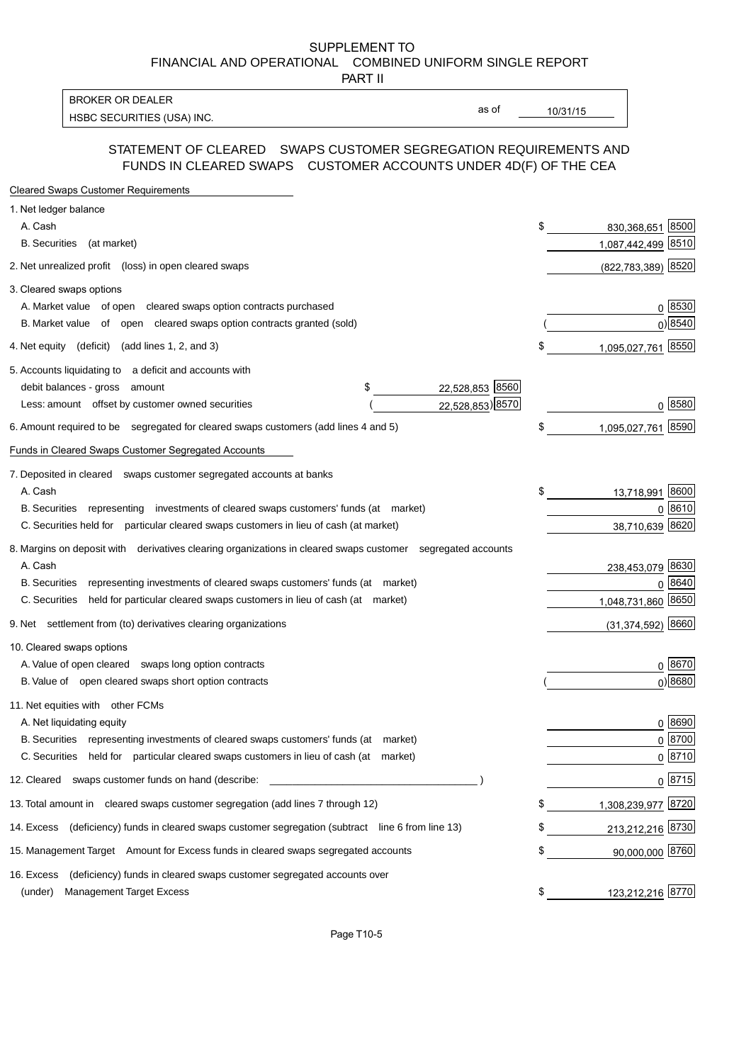# SUPPLEMENT TO FINANCIAL AND OPERATIONAL COMBINED UNIFORM SINGLE REPORT PART II

BROKER OR DEALER
HSBC SECURITIES (USA) INC.

as of 10/31/15

## STATEMENT OF CLEARED SWAPS CUSTOMER SEGREGATION REQUIREMENTS AND FUNDS IN CLEARED SWAPS CUSTOMER ACCOUNTS UNDER 4D(F) OF THE CEA

**Cleared Swaps Customer Requirements**

| | | | | |
|---|---|---|---|---|
| 1. Net ledger balance | | | | |
| A. Cash | | | $ 830,368,651 | 8500 |
| B. Securities (at market) | | | 1,087,442,499 | 8510 |
| 2. Net unrealized profit (loss) in open cleared swaps | | | (822,783,389) | 8520 |
| 3. Cleared swaps options | | | | |
| A. Market value of open cleared swaps option contracts purchased | | | 0 | 8530 |
| B. Market value of open cleared swaps option contracts granted (sold) | | | ( 0) | 8540 |
| 4. Net equity (deficit) (add lines 1, 2, and 3) | | | $ 1,095,027,761 | 8550 |
| 5. Accounts liquidating to a deficit and accounts with | | | | |
| debit balances - gross amount | $ 22,528,853 | 8560 | | |
| Less: amount offset by customer owned securities | ( 22,528,853) | 8570 | 0 | 8580 |
| 6. Amount required to be segregated for cleared swaps customers (add lines 4 and 5) | | | $ 1,095,027,761 | 8590 |

**Funds in Cleared Swaps Customer Segregated Accounts**

| | | |
|---|---|---|
| 7. Deposited in cleared swaps customer segregated accounts at banks | | |
| A. Cash | $ 13,718,991 | 8600 |
| B. Securities representing investments of cleared swaps customers' funds (at market) | 0 | 8610 |
| C. Securities held for particular cleared swaps customers in lieu of cash (at market) | 38,710,639 | 8620 |
| 8. Margins on deposit with derivatives clearing organizations in cleared swaps customer segregated accounts | | |
| A. Cash | 238,453,079 | 8630 |
| B. Securities representing investments of cleared swaps customers' funds (at market) | 0 | 8640 |
| C. Securities held for particular cleared swaps customers in lieu of cash (at market) | 1,048,731,860 | 8650 |
| 9. Net settlement from (to) derivatives clearing organizations | (31,374,592) | 8660 |
| 10. Cleared swaps options | | |
| A. Value of open cleared swaps long option contracts | 0 | 8670 |
| B. Value of open cleared swaps short option contracts | ( 0) | 8680 |
| 11. Net equities with other FCMs | | |
| A. Net liquidating equity | 0 | 8690 |
| B. Securities representing investments of cleared swaps customers' funds (at market) | 0 | 8700 |
| C. Securities held for particular cleared swaps customers in lieu of cash (at market) | 0 | 8710 |
| 12. Cleared swaps customer funds on hand (describe: ) | 0 | 8715 |
| 13. Total amount in cleared swaps customer segregation (add lines 7 through 12) | $ 1,308,239,977 | 8720 |
| 14. Excess (deficiency) funds in cleared swaps customer segregation (subtract line 6 from line 13) | $ 213,212,216 | 8730 |
| 15. Management Target Amount for Excess funds in cleared swaps segregated accounts | $ 90,000,000 | 8760 |
| 16. Excess (deficiency) funds in cleared swaps customer segregated accounts over (under) Management Target Excess | $ 123,212,216 | 8770 |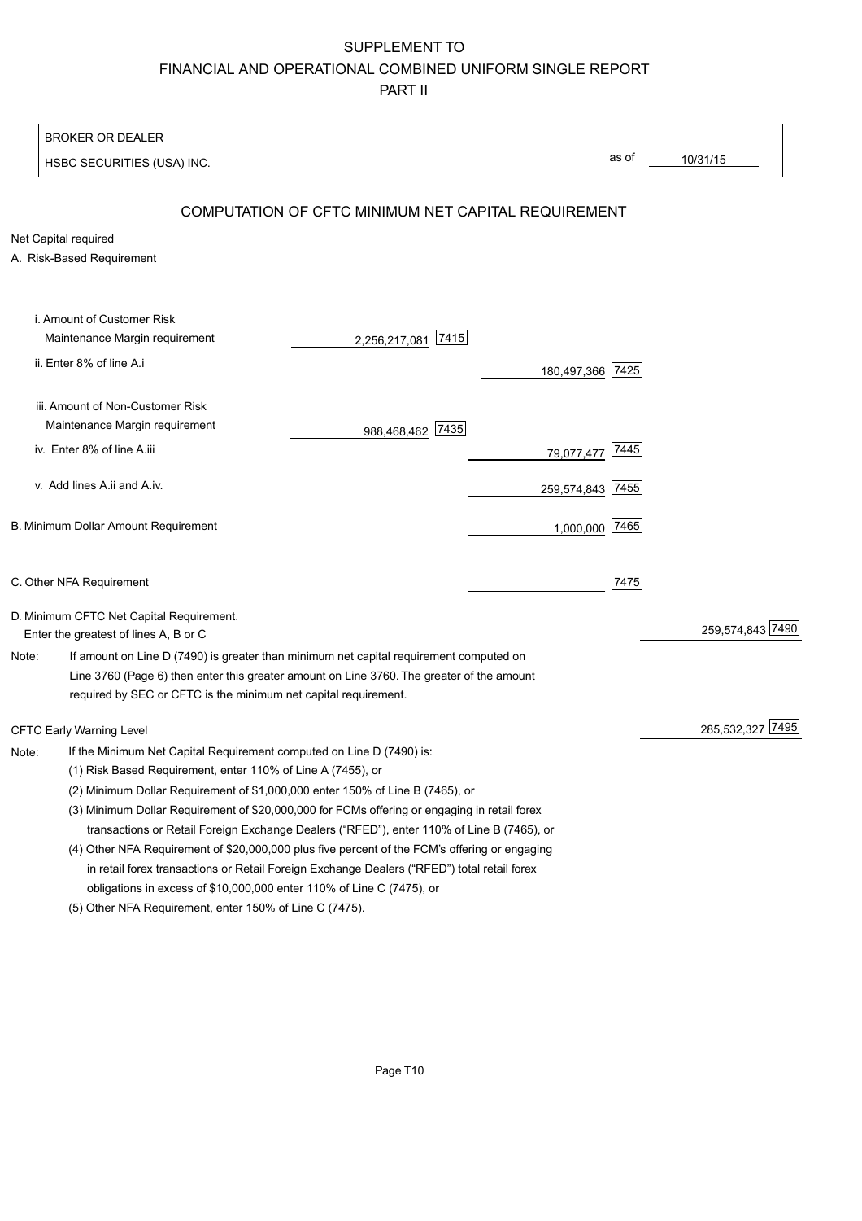# SUPPLEMENT TO FINANCIAL AND OPERATIONAL COMBINED UNIFORM SINGLE REPORT PART II

BROKER OR DEALER

HSBC SECURITIES (USA) INC. as of 10/31/15

## COMPUTATION OF CFTC MINIMUM NET CAPITAL REQUIREMENT

Net Capital required

A. Risk-Based Requirement

| | | | |
|---|---|---|---|
| i. Amount of Customer Risk Maintenance Margin requirement | 2,256,217,081 [7415] | | |
| ii. Enter 8% of line A.i | | 180,497,366 [7425] | |
| iii. Amount of Non-Customer Risk Maintenance Margin requirement | 988,468,462 [7435] | | |
| iv. Enter 8% of line A.iii | | 79,077,477 [7445] | |
| v. Add lines A.ii and A.iv. | | 259,574,843 [7455] | |
| B. Minimum Dollar Amount Requirement | | 1,000,000 [7465] | |
| C. Other NFA Requirement | | [7475] | |
| D. Minimum CFTC Net Capital Requirement. Enter the greatest of lines A, B or C | | | 259,574,843 [7490] |

Note: If amount on Line D (7490) is greater than minimum net capital requirement computed on Line 3760 (Page 6) then enter this greater amount on Line 3760. The greater of the amount required by SEC or CFTC is the minimum net capital requirement.

CFTC Early Warning Level 285,532,327 [7495]

Note: If the Minimum Net Capital Requirement computed on Line D (7490) is:

(1) Risk Based Requirement, enter 110% of Line A (7455), or

(2) Minimum Dollar Requirement of $1,000,000 enter 150% of Line B (7465), or

(3) Minimum Dollar Requirement of $20,000,000 for FCMs offering or engaging in retail forex transactions or Retail Foreign Exchange Dealers ("RFED"), enter 110% of Line B (7465), or

(4) Other NFA Requirement of $20,000,000 plus five percent of the FCM's offering or engaging in retail forex transactions or Retail Foreign Exchange Dealers ("RFED") total retail forex obligations in excess of $10,000,000 enter 110% of Line C (7475), or

(5) Other NFA Requirement, enter 150% of Line C (7475).